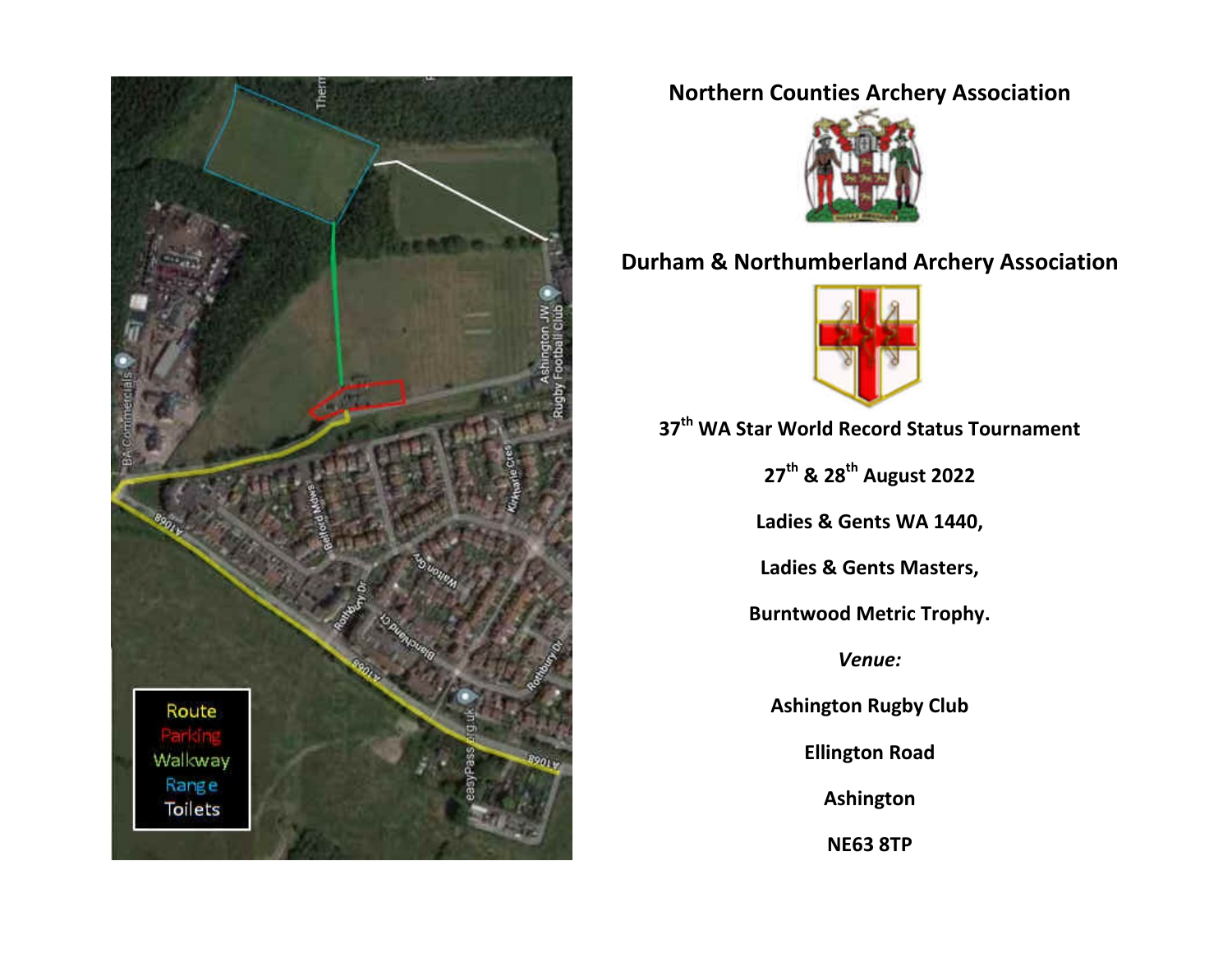Route
Parking
Walkway
Range
Toilets

# Northern Counties Archery Association

# Durham & Northumberland Archery Association

**37th WA Star World Record Status Tournament**

**27th & 28th August 2022**

**Ladies & Gents WA 1440,**

**Ladies & Gents Masters,**

**Burntwood Metric Trophy.**

***Venue:***

**Ashington Rugby Club**

**Ellington Road**

**Ashington**

**NE63 8TP**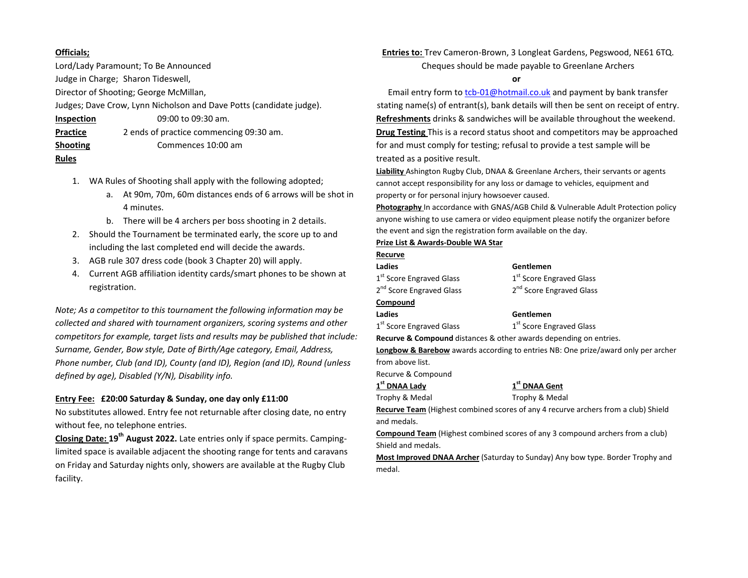**Officials;**

Lord/Lady Paramount; To Be Announced

Judge in Charge; Sharon Tideswell,

Director of Shooting; George McMillan,

Judges; Dave Crow, Lynn Nicholson and Dave Potts (candidate judge).

**Inspection** 09:00 to 09:30 am.

**Practice** 2 ends of practice commencing 09:30 am.

**Shooting** Commences 10:00 am

**Rules**

1. WA Rules of Shooting shall apply with the following adopted;
   a. At 90m, 70m, 60m distances ends of 6 arrows will be shot in 4 minutes.
   b. There will be 4 archers per boss shooting in 2 details.
2. Should the Tournament be terminated early, the score up to and including the last completed end will decide the awards.
3. AGB rule 307 dress code (book 3 Chapter 20) will apply.
4. Current AGB affiliation identity cards/smart phones to be shown at registration.

*Note; As a competitor to this tournament the following information may be collected and shared with tournament organizers, scoring systems and other competitors for example, target lists and results may be published that include: Surname, Gender, Bow style, Date of Birth/Age category, Email, Address, Phone number, Club (and ID), County (and ID), Region (and ID), Round (unless defined by age), Disabled (Y/N), Disability info.*

**Entry Fee: £20:00 Saturday & Sunday, one day only £11:00**

No substitutes allowed. Entry fee not returnable after closing date, no entry without fee, no telephone entries.

**Closing Date: 19th August 2022.** Late entries only if space permits. Camping-limited space is available adjacent the shooting range for tents and caravans on Friday and Saturday nights only, showers are available at the Rugby Club facility.

**Entries to:** Trev Cameron-Brown, 3 Longleat Gardens, Pegswood, NE61 6TQ. Cheques should be made payable to Greenlane Archers

**or**

Email entry form to tcb-01@hotmail.co.uk and payment by bank transfer stating name(s) of entrant(s), bank details will then be sent on receipt of entry.

**Refreshments** drinks & sandwiches will be available throughout the weekend.

**Drug Testing** This is a record status shoot and competitors may be approached for and must comply for testing; refusal to provide a test sample will be treated as a positive result.

**Liability** Ashington Rugby Club, DNAA & Greenlane Archers, their servants or agents cannot accept responsibility for any loss or damage to vehicles, equipment and property or for personal injury howsoever caused.

**Photography** In accordance with GNAS/AGB Child & Vulnerable Adult Protection policy anyone wishing to use camera or video equipment please notify the organizer before the event and sign the registration form available on the day.

**Prize List & Awards-Double WA Star**

**Recurve**

| Ladies | Gentlemen |
|---|---|
| 1st Score Engraved Glass | 1st Score Engraved Glass |
| 2nd Score Engraved Glass | 2nd Score Engraved Glass |

**Compound**

| Ladies | Gentlemen |
|---|---|
| 1st Score Engraved Glass | 1st Score Engraved Glass |

**Recurve & Compound** distances & other awards depending on entries.

**Longbow & Barebow** awards according to entries NB: One prize/award only per archer from above list.

Recurve & Compound

| 1st DNAA Lady | 1st DNAA Gent |
|---|---|
| Trophy & Medal | Trophy & Medal |

**Recurve Team** (Highest combined scores of any 4 recurve archers from a club) Shield and medals.

**Compound Team** (Highest combined scores of any 3 compound archers from a club) Shield and medals.

**Most Improved DNAA Archer** (Saturday to Sunday) Any bow type. Border Trophy and medal.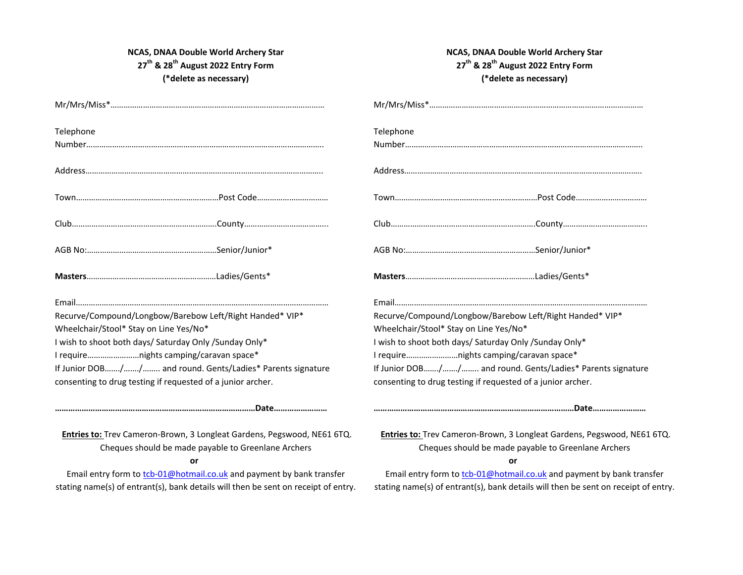**NCAS, DNAA Double World Archery Star**
**27th & 28th August 2022 Entry Form**
**(*delete as necessary)**

Mr/Mrs/Miss*……………………………………………………………………………………………

Telephone
Number…………………………………………………………………………………………………..

Address…………………………………………………………………………………………………..

Town…………………………………………………………Post Code……………………………

Club…………………………………………………………..County…………………………………..

AGB No:……………………………………………………Senior/Junior*

**Masters**……………………………………………………Ladies/Gents*

Email………………………………………………………………………………………………………
Recurve/Compound/Longbow/Barebow Left/Right Handed* VIP*
Wheelchair/Stool* Stay on Line Yes/No*
I wish to shoot both days/ Saturday Only /Sunday Only*
I require……………………nights camping/caravan space*
If Junior DOB……/……/…….. and round. Gents/Ladies* Parents signature consenting to drug testing if requested of a junior archer.

**…………………………………………………………………………………Date……………………**

**Entries to:** Trev Cameron-Brown, 3 Longleat Gardens, Pegswood, NE61 6TQ.
Cheques should be made payable to Greenlane Archers

**or**

Email entry form to tcb-01@hotmail.co.uk and payment by bank transfer stating name(s) of entrant(s), bank details will then be sent on receipt of entry.

**NCAS, DNAA Double World Archery Star**
**27th & 28th August 2022 Entry Form**
**(*delete as necessary)**

Mr/Mrs/Miss*……………………………………………………………………………………………

Telephone
Number…………………………………………………………………………………………………..

Address…………………………………………………………………………………………………..

Town…………………………………………………………Post Code……………………………

Club…………………………………………………………..County…………………………………..

AGB No:……………………………………………………Senior/Junior*

**Masters**……………………………………………………Ladies/Gents*

Email………………………………………………………………………………………………………
Recurve/Compound/Longbow/Barebow Left/Right Handed* VIP*
Wheelchair/Stool* Stay on Line Yes/No*
I wish to shoot both days/ Saturday Only /Sunday Only*
I require……………………nights camping/caravan space*
If Junior DOB……/……/…….. and round. Gents/Ladies* Parents signature consenting to drug testing if requested of a junior archer.

**…………………………………………………………………………………Date……………………**

**Entries to:** Trev Cameron-Brown, 3 Longleat Gardens, Pegswood, NE61 6TQ.
Cheques should be made payable to Greenlane Archers

**or**

Email entry form to tcb-01@hotmail.co.uk and payment by bank transfer stating name(s) of entrant(s), bank details will then be sent on receipt of entry.